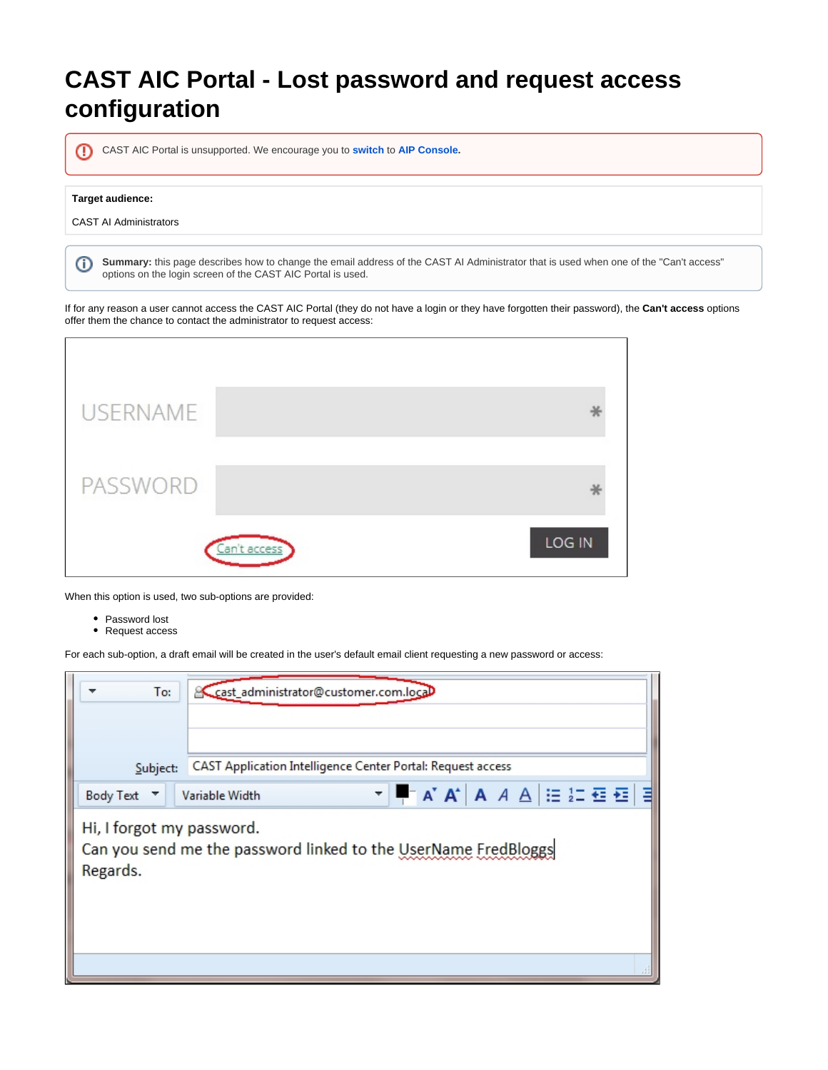# CAST AIC Portal - Lost password and request access configuration

CAST AIC Portal is unsupported. We encourage you to **switch** to **AIP Console.**

**Target audience:**

CAST AI Administrators

**Summary:** this page describes how to change the email address of the CAST AI Administrator that is used when one of the "Can't access" options on the login screen of the CAST AIC Portal is used.

If for any reason a user cannot access the CAST AIC Portal (they do not have a login or they have forgotten their password), the **Can't access** options offer them the chance to contact the administrator to request access:

When this option is used, two sub-options are provided:

- Password lost
- Request access

For each sub-option, a draft email will be created in the user's default email client requesting a new password or access: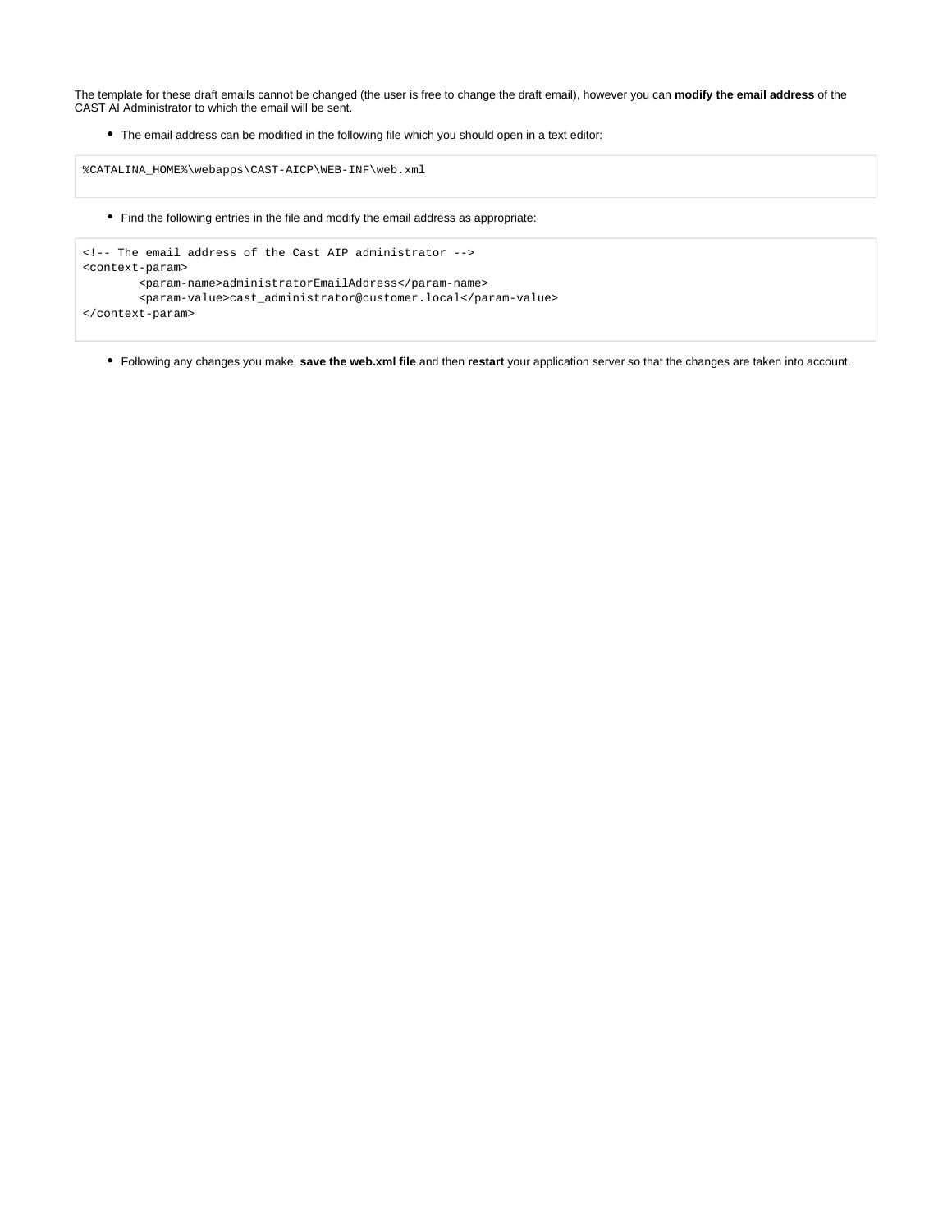The template for these draft emails cannot be changed (the user is free to change the draft email), however you can **modify the email address** of the CAST AI Administrator to which the email will be sent.

- The email address can be modified in the following file which you should open in a text editor:

```
%CATALINA_HOME%\webapps\CAST-AICP\WEB-INF\web.xml
```

- Find the following entries in the file and modify the email address as appropriate:

```
<!-- The email address of the Cast AIP administrator -->
<context-param>
        <param-name>administratorEmailAddress</param-name>
        <param-value>cast_administrator@customer.local</param-value>
</context-param>
```

- Following any changes you make, **save the web.xml file** and then **restart** your application server so that the changes are taken into account.